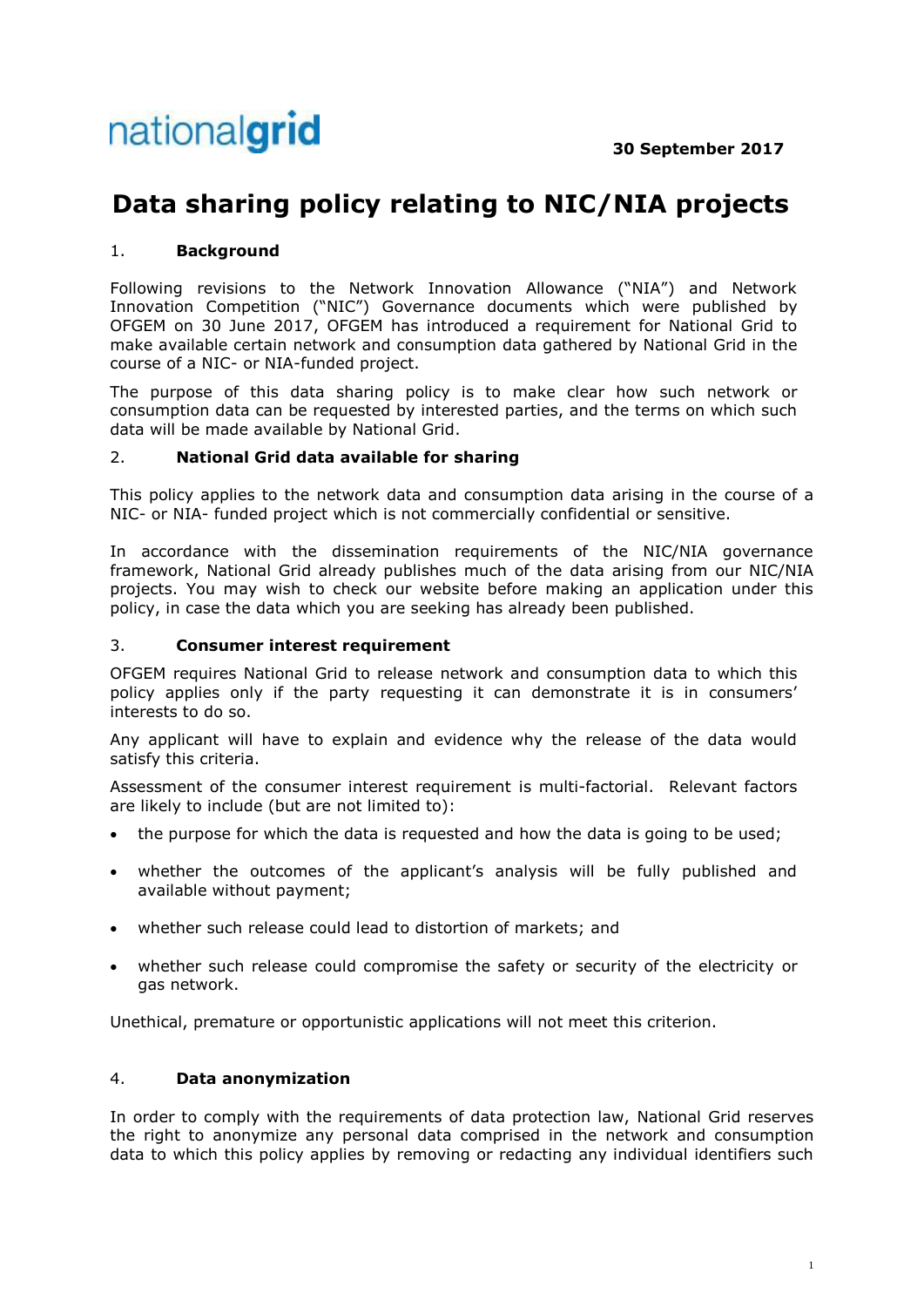nationalgrid

**30 September 2017**

# Data sharing policy relating to NIC/NIA projects

## 1. Background

Following revisions to the Network Innovation Allowance ("NIA") and Network Innovation Competition ("NIC") Governance documents which were published by OFGEM on 30 June 2017, OFGEM has introduced a requirement for National Grid to make available certain network and consumption data gathered by National Grid in the course of a NIC- or NIA-funded project.

The purpose of this data sharing policy is to make clear how such network or consumption data can be requested by interested parties, and the terms on which such data will be made available by National Grid.

## 2. National Grid data available for sharing

This policy applies to the network data and consumption data arising in the course of a NIC- or NIA- funded project which is not commercially confidential or sensitive.

In accordance with the dissemination requirements of the NIC/NIA governance framework, National Grid already publishes much of the data arising from our NIC/NIA projects. You may wish to check our website before making an application under this policy, in case the data which you are seeking has already been published.

## 3. Consumer interest requirement

OFGEM requires National Grid to release network and consumption data to which this policy applies only if the party requesting it can demonstrate it is in consumers' interests to do so.

Any applicant will have to explain and evidence why the release of the data would satisfy this criteria.

Assessment of the consumer interest requirement is multi-factorial. Relevant factors are likely to include (but are not limited to):

- the purpose for which the data is requested and how the data is going to be used;
- whether the outcomes of the applicant's analysis will be fully published and available without payment;
- whether such release could lead to distortion of markets; and
- whether such release could compromise the safety or security of the electricity or gas network.

Unethical, premature or opportunistic applications will not meet this criterion.

## 4. Data anonymization

In order to comply with the requirements of data protection law, National Grid reserves the right to anonymize any personal data comprised in the network and consumption data to which this policy applies by removing or redacting any individual identifiers such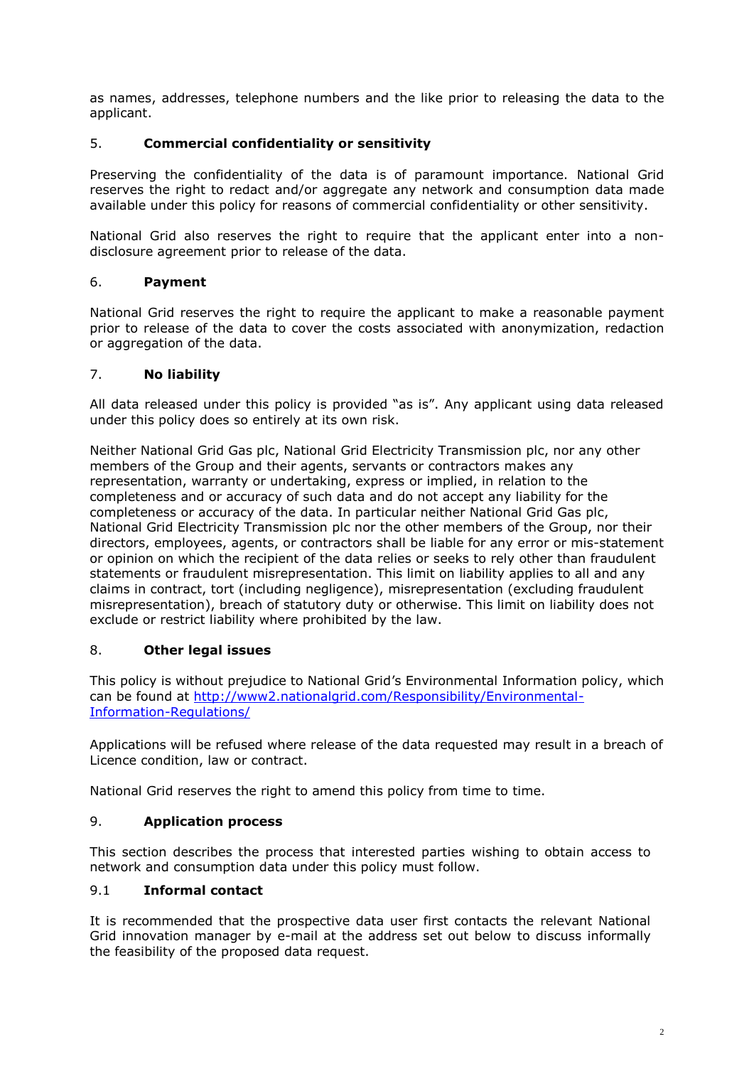as names, addresses, telephone numbers and the like prior to releasing the data to the applicant.

## 5. **Commercial confidentiality or sensitivity**

Preserving the confidentiality of the data is of paramount importance. National Grid reserves the right to redact and/or aggregate any network and consumption data made available under this policy for reasons of commercial confidentiality or other sensitivity.

National Grid also reserves the right to require that the applicant enter into a non-disclosure agreement prior to release of the data.

## 6. **Payment**

National Grid reserves the right to require the applicant to make a reasonable payment prior to release of the data to cover the costs associated with anonymization, redaction or aggregation of the data.

## 7. **No liability**

All data released under this policy is provided "as is". Any applicant using data released under this policy does so entirely at its own risk.

Neither National Grid Gas plc, National Grid Electricity Transmission plc, nor any other members of the Group and their agents, servants or contractors makes any representation, warranty or undertaking, express or implied, in relation to the completeness and or accuracy of such data and do not accept any liability for the completeness or accuracy of the data. In particular neither National Grid Gas plc, National Grid Electricity Transmission plc nor the other members of the Group, nor their directors, employees, agents, or contractors shall be liable for any error or mis-statement or opinion on which the recipient of the data relies or seeks to rely other than fraudulent statements or fraudulent misrepresentation. This limit on liability applies to all and any claims in contract, tort (including negligence), misrepresentation (excluding fraudulent misrepresentation), breach of statutory duty or otherwise. This limit on liability does not exclude or restrict liability where prohibited by the law.

## 8. **Other legal issues**

This policy is without prejudice to National Grid's Environmental Information policy, which can be found at [http://www2.nationalgrid.com/Responsibility/Environmental-Information-Regulations/](http://www2.nationalgrid.com/Responsibility/Environmental-Information-Regulations/)

Applications will be refused where release of the data requested may result in a breach of Licence condition, law or contract.

National Grid reserves the right to amend this policy from time to time.

## 9. **Application process**

This section describes the process that interested parties wishing to obtain access to network and consumption data under this policy must follow.

### 9.1 **Informal contact**

It is recommended that the prospective data user first contacts the relevant National Grid innovation manager by e-mail at the address set out below to discuss informally the feasibility of the proposed data request.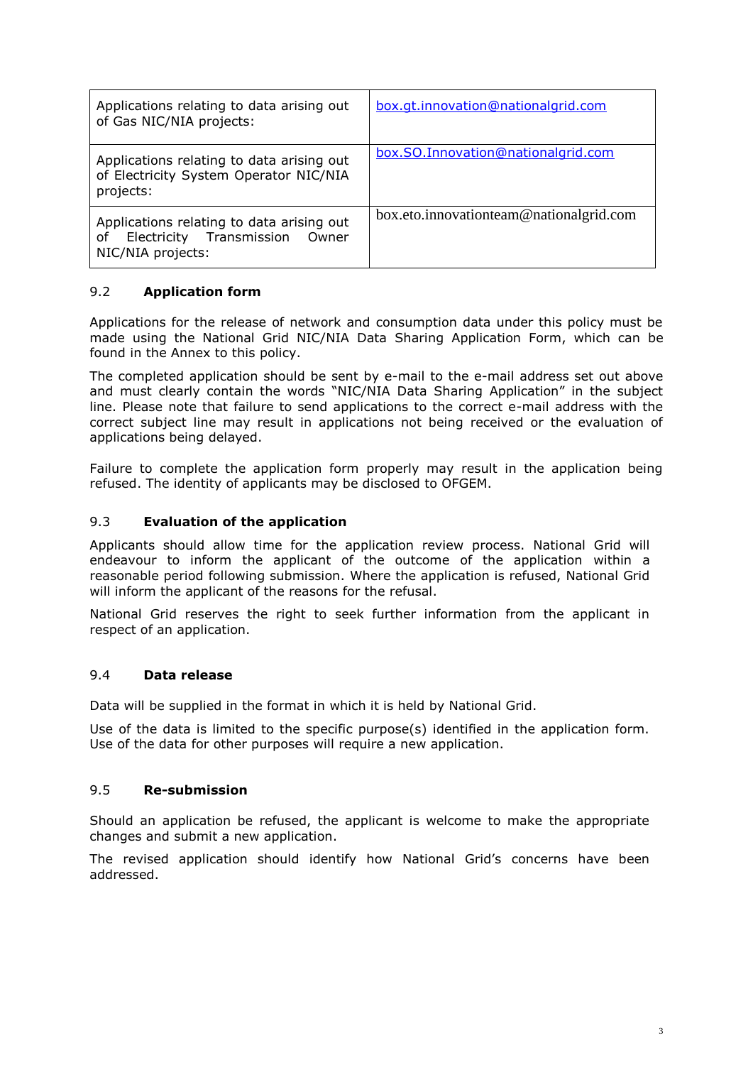| Applications relating to data arising out of Gas NIC/NIA projects: | box.gt.innovation@nationalgrid.com |
| --- | --- |
| Applications relating to data arising out of Electricity System Operator NIC/NIA projects: | box.SO.Innovation@nationalgrid.com |
| Applications relating to data arising out of Electricity Transmission Owner NIC/NIA projects: | box.eto.innovationteam@nationalgrid.com |

### 9.2 Application form

Applications for the release of network and consumption data under this policy must be made using the National Grid NIC/NIA Data Sharing Application Form, which can be found in the Annex to this policy.

The completed application should be sent by e-mail to the e-mail address set out above and must clearly contain the words "NIC/NIA Data Sharing Application" in the subject line. Please note that failure to send applications to the correct e-mail address with the correct subject line may result in applications not being received or the evaluation of applications being delayed.

Failure to complete the application form properly may result in the application being refused. The identity of applicants may be disclosed to OFGEM.

### 9.3 Evaluation of the application

Applicants should allow time for the application review process. National Grid will endeavour to inform the applicant of the outcome of the application within a reasonable period following submission. Where the application is refused, National Grid will inform the applicant of the reasons for the refusal.

National Grid reserves the right to seek further information from the applicant in respect of an application.

### 9.4 Data release

Data will be supplied in the format in which it is held by National Grid.

Use of the data is limited to the specific purpose(s) identified in the application form. Use of the data for other purposes will require a new application.

### 9.5 Re-submission

Should an application be refused, the applicant is welcome to make the appropriate changes and submit a new application.

The revised application should identify how National Grid's concerns have been addressed.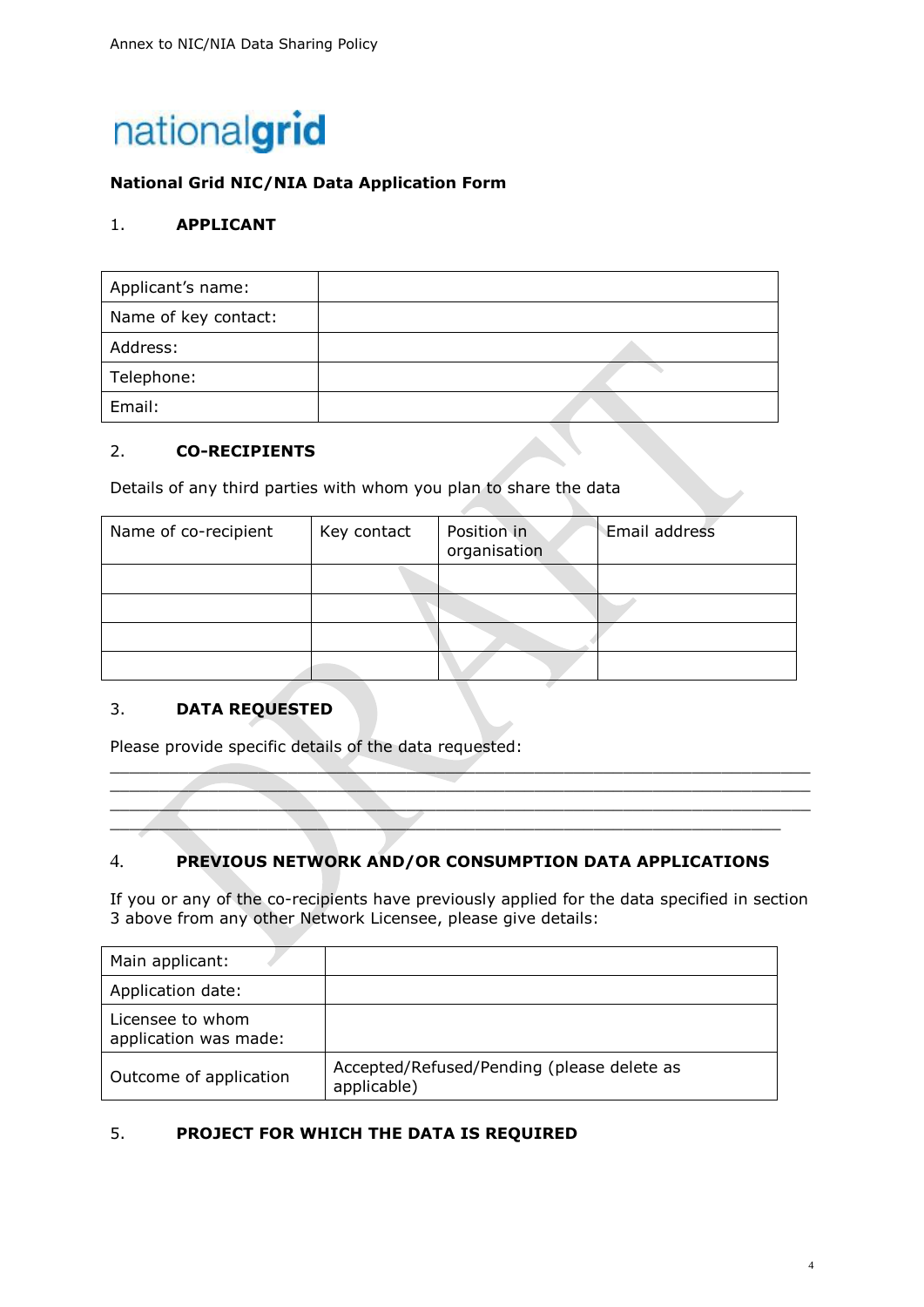nationalgrid

**National Grid NIC/NIA Data Application Form**

## 1. APPLICANT

| Applicant's name: | |
|---|---|
| Name of key contact: | |
| Address: | |
| Telephone: | |
| Email: | |

## 2. CO-RECIPIENTS

Details of any third parties with whom you plan to share the data

| Name of co-recipient | Key contact | Position in organisation | Email address |
|---|---|---|---|
| | | | |
| | | | |
| | | | |
| | | | |

## 3. DATA REQUESTED

Please provide specific details of the data requested:

\_\_\_\_\_\_\_\_\_\_\_\_\_\_\_\_\_\_\_\_\_\_\_\_\_\_\_\_\_\_\_\_\_\_\_\_\_\_\_\_\_\_\_\_\_\_\_\_\_\_\_\_\_\_\_\_\_\_\_\_\_\_\_\_\_\_\_\_\_\_
\_\_\_\_\_\_\_\_\_\_\_\_\_\_\_\_\_\_\_\_\_\_\_\_\_\_\_\_\_\_\_\_\_\_\_\_\_\_\_\_\_\_\_\_\_\_\_\_\_\_\_\_\_\_\_\_\_\_\_\_\_\_\_\_\_\_\_\_\_\_
\_\_\_\_\_\_\_\_\_\_\_\_\_\_\_\_\_\_\_\_\_\_\_\_\_\_\_\_\_\_\_\_\_\_\_\_\_\_\_\_\_\_\_\_\_\_\_\_\_\_\_\_\_\_\_\_\_\_\_\_\_\_\_\_\_\_\_\_\_\_
\_\_\_\_\_\_\_\_\_\_\_\_\_\_\_\_\_\_\_\_\_\_\_\_\_\_\_\_\_\_\_\_\_\_\_\_\_\_\_\_\_\_\_\_\_\_\_\_\_\_\_\_\_\_\_\_\_\_\_\_\_\_\_\_\_\_\_

## 4. PREVIOUS NETWORK AND/OR CONSUMPTION DATA APPLICATIONS

If you or any of the co-recipients have previously applied for the data specified in section 3 above from any other Network Licensee, please give details:

| Main applicant: | |
|---|---|
| Application date: | |
| Licensee to whom application was made: | |
| Outcome of application | Accepted/Refused/Pending (please delete as applicable) |

## 5. PROJECT FOR WHICH THE DATA IS REQUIRED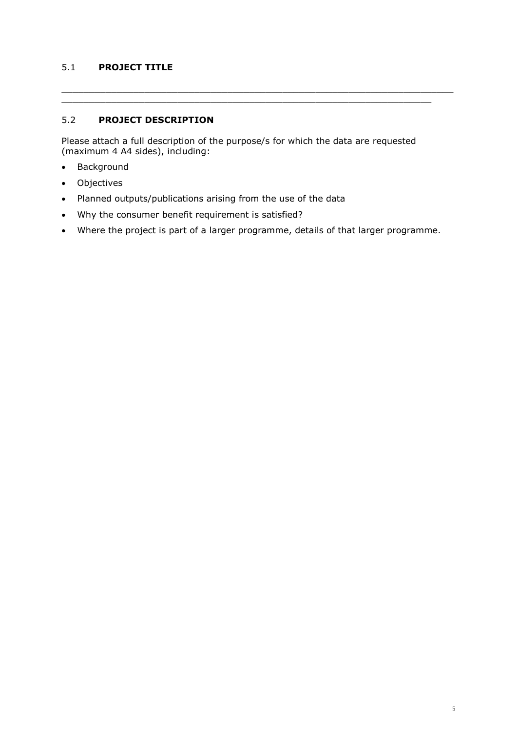## 5.1 **PROJECT TITLE**

\_\_\_\_\_\_\_\_\_\_\_\_\_\_\_\_\_\_\_\_\_\_\_\_\_\_\_\_\_\_\_\_\_\_\_\_\_\_\_\_\_\_\_\_\_\_\_\_\_\_\_\_\_\_\_\_\_\_\_\_\_\_\_\_\_\_\_\_\_\_\_\_
\_\_\_\_\_\_\_\_\_\_\_\_\_\_\_\_\_\_\_\_\_\_\_\_\_\_\_\_\_\_\_\_\_\_\_\_\_\_\_\_\_\_\_\_\_\_\_\_\_\_\_\_\_\_\_\_\_\_\_\_\_\_\_\_\_\_\_\_

## 5.2 **PROJECT DESCRIPTION**

Please attach a full description of the purpose/s for which the data are requested (maximum 4 A4 sides), including:

- Background
- Objectives
- Planned outputs/publications arising from the use of the data
- Why the consumer benefit requirement is satisfied?
- Where the project is part of a larger programme, details of that larger programme.